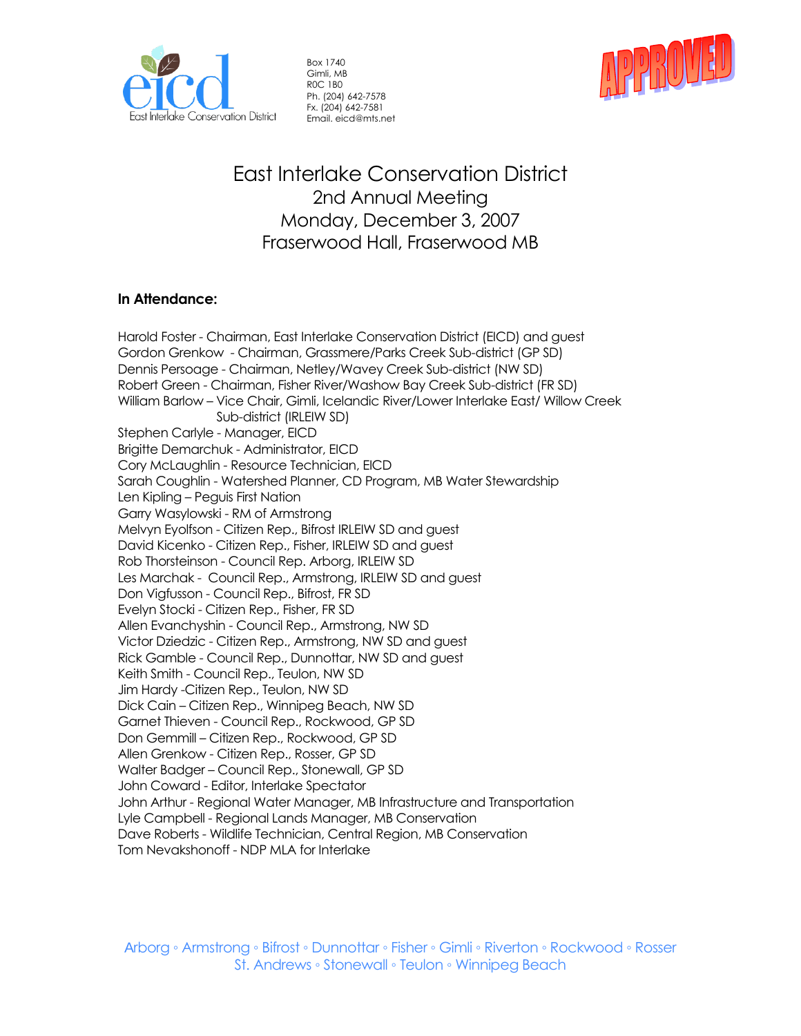Box 1740
Gimli, MB
R0C 1B0
Ph. (204) 642-7578
Fx. (204) 642-7581
Email. eicd@mts.net

APPROVED

# East Interlake Conservation District
## 2nd Annual Meeting
## Monday, December 3, 2007
## Fraserwood Hall, Fraserwood MB

**In Attendance:**

Harold Foster - Chairman, East Interlake Conservation District (EICD) and guest
Gordon Grenkow - Chairman, Grassmere/Parks Creek Sub-district (GP SD)
Dennis Persoage - Chairman, Netley/Wavey Creek Sub-district (NW SD)
Robert Green - Chairman, Fisher River/Washow Bay Creek Sub-district (FR SD)
William Barlow – Vice Chair, Gimli, Icelandic River/Lower Interlake East/ Willow Creek Sub-district (IRLEIW SD)
Stephen Carlyle - Manager, EICD
Brigitte Demarchuk - Administrator, EICD
Cory McLaughlin - Resource Technician, EICD
Sarah Coughlin - Watershed Planner, CD Program, MB Water Stewardship
Len Kipling – Peguis First Nation
Garry Wasylowski - RM of Armstrong
Melvyn Eyolfson - Citizen Rep., Bifrost IRLEIW SD and guest
David Kicenko - Citizen Rep., Fisher, IRLEIW SD and guest
Rob Thorsteinson - Council Rep. Arborg, IRLEIW SD
Les Marchak - Council Rep., Armstrong, IRLEIW SD and guest
Don Vigfusson - Council Rep., Bifrost, FR SD
Evelyn Stocki - Citizen Rep., Fisher, FR SD
Allen Evanchyshin - Council Rep., Armstrong, NW SD
Victor Dziedzic - Citizen Rep., Armstrong, NW SD and guest
Rick Gamble - Council Rep., Dunnottar, NW SD and guest
Keith Smith - Council Rep., Teulon, NW SD
Jim Hardy -Citizen Rep., Teulon, NW SD
Dick Cain – Citizen Rep., Winnipeg Beach, NW SD
Garnet Thieven - Council Rep., Rockwood, GP SD
Don Gemmill – Citizen Rep., Rockwood, GP SD
Allen Grenkow - Citizen Rep., Rosser, GP SD
Walter Badger – Council Rep., Stonewall, GP SD
John Coward - Editor, Interlake Spectator
John Arthur - Regional Water Manager, MB Infrastructure and Transportation
Lyle Campbell - Regional Lands Manager, MB Conservation
Dave Roberts - Wildlife Technician, Central Region, MB Conservation
Tom Nevakshonoff - NDP MLA for Interlake

Arborg ◦ Armstrong ◦ Bifrost ◦ Dunnottar ◦ Fisher ◦ Gimli ◦ Riverton ◦ Rockwood ◦ Rosser
St. Andrews ◦ Stonewall ◦ Teulon ◦ Winnipeg Beach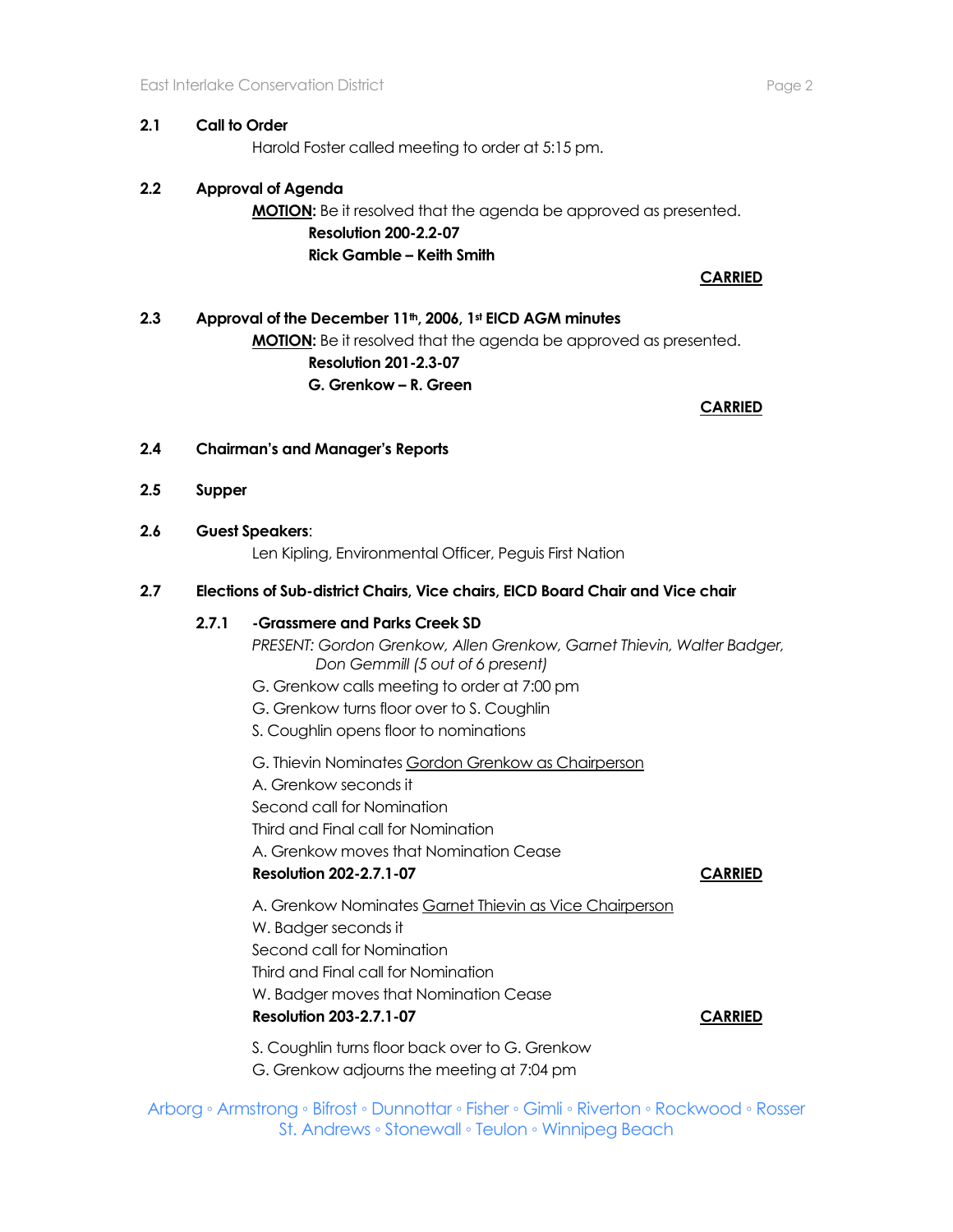## 2.1 Call to Order

Harold Foster called meeting to order at 5:15 pm.

## 2.2 Approval of Agenda

**MOTION:** Be it resolved that the agenda be approved as presented.

**Resolution 200-2.2-07**
**Rick Gamble – Keith Smith**

**CARRIED**

## 2.3 Approval of the December 11th, 2006, 1st EICD AGM minutes

**MOTION:** Be it resolved that the agenda be approved as presented.

**Resolution 201-2.3-07**
**G. Grenkow – R. Green**

**CARRIED**

## 2.4 Chairman's and Manager's Reports

## 2.5 Supper

## 2.6 Guest Speakers:

Len Kipling, Environmental Officer, Peguis First Nation

## 2.7 Elections of Sub-district Chairs, Vice chairs, EICD Board Chair and Vice chair

### 2.7.1 -Grassmere and Parks Creek SD

*PRESENT: Gordon Grenkow, Allen Grenkow, Garnet Thievin, Walter Badger, Don Gemmill (5 out of 6 present)*

G. Grenkow calls meeting to order at 7:00 pm
G. Grenkow turns floor over to S. Coughlin
S. Coughlin opens floor to nominations

G. Thievin Nominates Gordon Grenkow as Chairperson
A. Grenkow seconds it
Second call for Nomination
Third and Final call for Nomination
A. Grenkow moves that Nomination Cease
**Resolution 202-2.7.1-07** **CARRIED**

A. Grenkow Nominates Garnet Thievin as Vice Chairperson
W. Badger seconds it
Second call for Nomination
Third and Final call for Nomination
W. Badger moves that Nomination Cease
**Resolution 203-2.7.1-07** **CARRIED**

S. Coughlin turns floor back over to G. Grenkow
G. Grenkow adjourns the meeting at 7:04 pm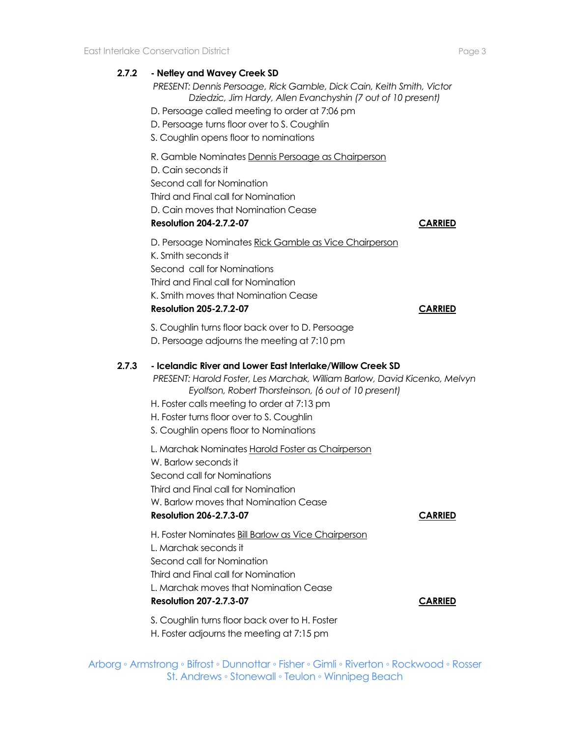**2.7.2 - Netley and Wavey Creek SD**

*PRESENT: Dennis Persoage, Rick Gamble, Dick Cain, Keith Smith, Victor Dziedzic, Jim Hardy, Allen Evanchyshin (7 out of 10 present)*

D. Persoage called meeting to order at 7:06 pm
D. Persoage turns floor over to S. Coughlin
S. Coughlin opens floor to nominations

R. Gamble Nominates <u>Dennis Persoage as Chairperson</u>
D. Cain seconds it
Second call for Nomination
Third and Final call for Nomination
D. Cain moves that Nomination Cease
**Resolution 204-2.7.2-07** **<u>CARRIED</u>**

D. Persoage Nominates <u>Rick Gamble as Vice Chairperson</u>
K. Smith seconds it
Second call for Nominations
Third and Final call for Nomination
K. Smith moves that Nomination Cease
**Resolution 205-2.7.2-07** **<u>CARRIED</u>**

S. Coughlin turns floor back over to D. Persoage
D. Persoage adjourns the meeting at 7:10 pm

**2.7.3 - Icelandic River and Lower East Interlake/Willow Creek SD**

*PRESENT: Harold Foster, Les Marchak, William Barlow, David Kicenko, Melvyn Eyolfson, Robert Thorsteinson, (6 out of 10 present)*

H. Foster calls meeting to order at 7:13 pm
H. Foster turns floor over to S. Coughlin
S. Coughlin opens floor to Nominations

L. Marchak Nominates <u>Harold Foster as Chairperson</u>
W. Barlow seconds it
Second call for Nominations
Third and Final call for Nomination
W. Barlow moves that Nomination Cease
**Resolution 206-2.7.3-07** **<u>CARRIED</u>**

H. Foster Nominates <u>Bill Barlow as Vice Chairperson</u>
L. Marchak seconds it
Second call for Nomination
Third and Final call for Nomination
L. Marchak moves that Nomination Cease
**Resolution 207-2.7.3-07** **<u>CARRIED</u>**

S. Coughlin turns floor back over to H. Foster
H. Foster adjourns the meeting at 7:15 pm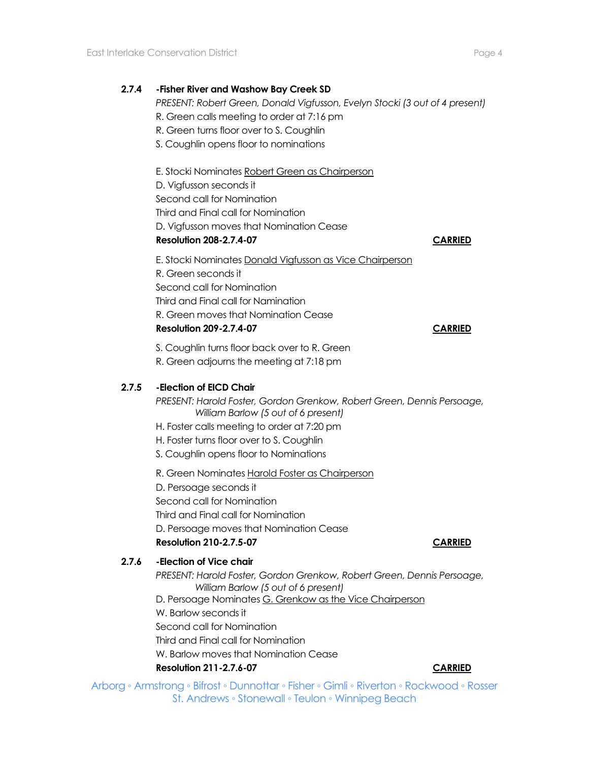**2.7.4 -Fisher River and Washow Bay Creek SD**

*PRESENT: Robert Green, Donald Vigfusson, Evelyn Stocki (3 out of 4 present)*

R. Green calls meeting to order at 7:16 pm

R. Green turns floor over to S. Coughlin

S. Coughlin opens floor to nominations

E. Stocki Nominates Robert Green as Chairperson

D. Vigfusson seconds it

Second call for Nomination

Third and Final call for Nomination

D. Vigfusson moves that Nomination Cease

**Resolution 208-2.7.4-07** **CARRIED**

E. Stocki Nominates Donald Vigfusson as Vice Chairperson

R. Green seconds it

Second call for Nomination

Third and Final call for Namination

R. Green moves that Nomination Cease

**Resolution 209-2.7.4-07** **CARRIED**

S. Coughlin turns floor back over to R. Green

R. Green adjourns the meeting at 7:18 pm

**2.7.5 -Election of EICD Chair**

*PRESENT: Harold Foster, Gordon Grenkow, Robert Green, Dennis Persoage, William Barlow (5 out of 6 present)*

H. Foster calls meeting to order at 7:20 pm

H. Foster turns floor over to S. Coughlin

S. Coughlin opens floor to Nominations

R. Green Nominates Harold Foster as Chairperson

D. Persoage seconds it

Second call for Nomination

Third and Final call for Nomination

D. Persoage moves that Nomination Cease

**Resolution 210-2.7.5-07** **CARRIED**

**2.7.6 -Election of Vice chair**

*PRESENT: Harold Foster, Gordon Grenkow, Robert Green, Dennis Persoage, William Barlow (5 out of 6 present)*

D. Persoage Nominates G. Grenkow as the Vice Chairperson

W. Barlow seconds it

Second call for Nomination

Third and Final call for Nomination

W. Barlow moves that Nomination Cease

**Resolution 211-2.7.6-07** **CARRIED**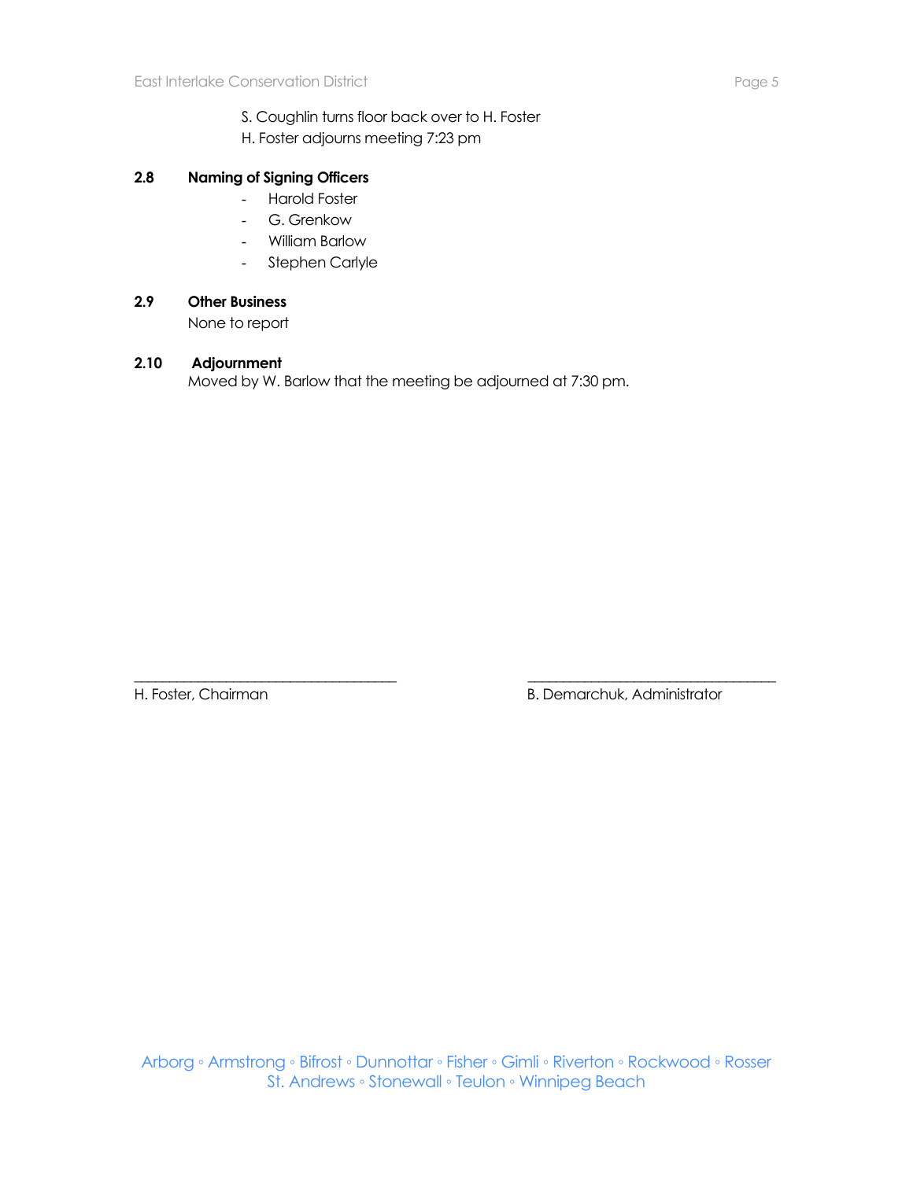S. Coughlin turns floor back over to H. Foster

H. Foster adjourns meeting 7:23 pm

**2.8 Naming of Signing Officers**

- Harold Foster
- G. Grenkow
- William Barlow
- Stephen Carlyle

**2.9 Other Business**

None to report

**2.10 Adjournment**

Moved by W. Barlow that the meeting be adjourned at 7:30 pm.

\_\_\_\_\_\_\_\_\_\_\_\_\_\_\_\_\_\_\_\_\_\_\_\_\_\_\_\_\_\_\_\_\_\_\_\_\_\_

H. Foster, Chairman

\_\_\_\_\_\_\_\_\_\_\_\_\_\_\_\_\_\_\_\_\_\_\_\_\_\_\_\_\_\_\_\_\_\_\_\_\_\_

B. Demarchuk, Administrator

Arborg ◦ Armstrong ◦ Bifrost ◦ Dunnottar ◦ Fisher ◦ Gimli ◦ Riverton ◦ Rockwood ◦ Rosser
St. Andrews ◦ Stonewall ◦ Teulon ◦ Winnipeg Beach